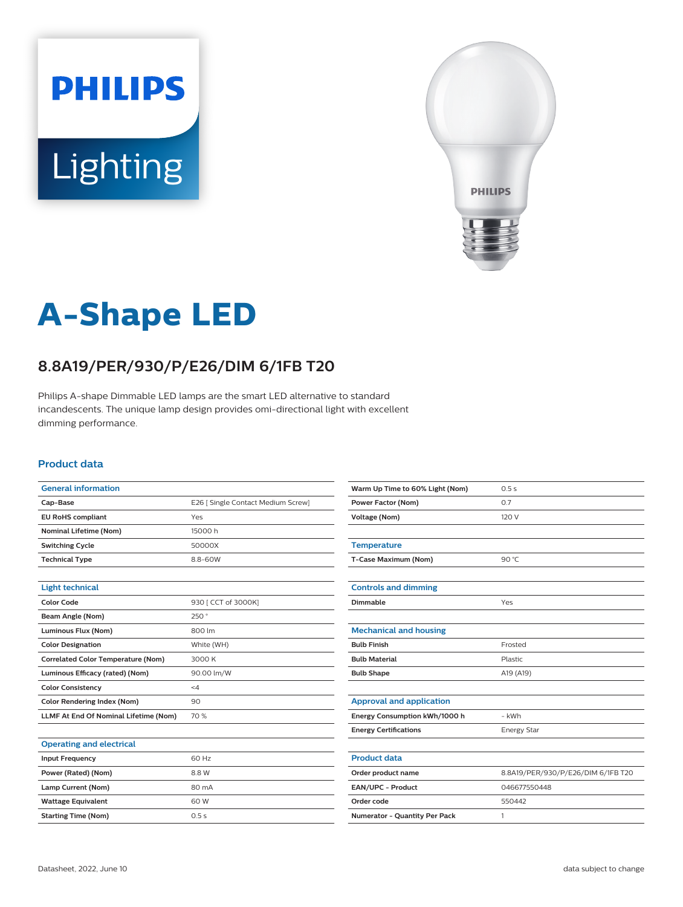# A-Shape LED

## 8.8A19/PER/930/P/E26/DIM 6/1FB T20

Philips A-shape Dimmable LED lamps are the smart LED alternative to standard incandescents. The unique lamp design provides omi-directional light with excellent dimming performance.

### Product data

| General information | |
|---|---|
| Cap-Base | E26 [ Single Contact Medium Screw] |
| EU RoHS compliant | Yes |
| Nominal Lifetime (Nom) | 15000 h |
| Switching Cycle | 50000X |
| Technical Type | 8.8-60W |

| Light technical | |
|---|---|
| Color Code | 930 [ CCT of 3000K] |
| Beam Angle (Nom) | 250 ° |
| Luminous Flux (Nom) | 800 lm |
| Color Designation | White (WH) |
| Correlated Color Temperature (Nom) | 3000 K |
| Luminous Efficacy (rated) (Nom) | 90.00 lm/W |
| Color Consistency | <4 |
| Color Rendering Index (Nom) | 90 |
| LLMF At End Of Nominal Lifetime (Nom) | 70 % |

| Operating and electrical | |
|---|---|
| Input Frequency | 60 Hz |
| Power (Rated) (Nom) | 8.8 W |
| Lamp Current (Nom) | 80 mA |
| Wattage Equivalent | 60 W |
| Starting Time (Nom) | 0.5 s |
| Warm Up Time to 60% Light (Nom) | 0.5 s |
| Power Factor (Nom) | 0.7 |
| Voltage (Nom) | 120 V |

| Temperature | |
|---|---|
| T-Case Maximum (Nom) | 90 °C |

| Controls and dimming | |
|---|---|
| Dimmable | Yes |

| Mechanical and housing | |
|---|---|
| Bulb Finish | Frosted |
| Bulb Material | Plastic |
| Bulb Shape | A19 (A19) |

| Approval and application | |
|---|---|
| Energy Consumption kWh/1000 h | - kWh |
| Energy Certifications | Energy Star |

| Product data | |
|---|---|
| Order product name | 8.8A19/PER/930/P/E26/DIM 6/1FB T20 |
| EAN/UPC - Product | 046677550448 |
| Order code | 550442 |
| Numerator - Quantity Per Pack | 1 |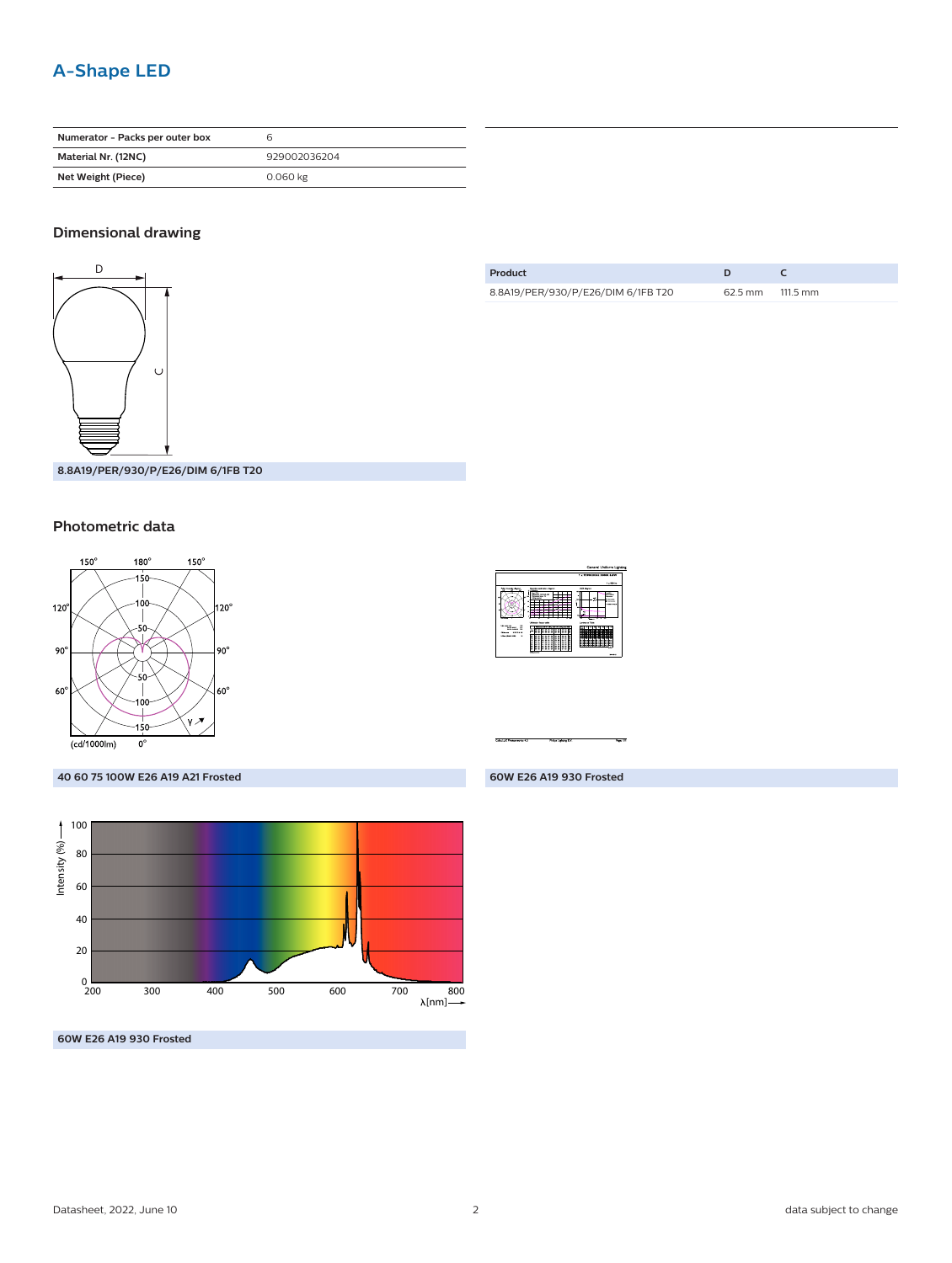## A-Shape LED

| Numerator - Packs per outer box | 6 |
| --- | --- |
| Material Nr. (12NC) | 929002036204 |
| Net Weight (Piece) | 0.060 kg |

### Dimensional drawing

8.8A19/PER/930/P/E26/DIM 6/1FB T20

| Product | D | C |
| --- | --- | --- |
| 8.8A19/PER/930/P/E26/DIM 6/1FB T20 | 62.5 mm | 111.5 mm |

### Photometric data

40 60 75 100W E26 A19 A21 Frosted

60W E26 A19 930 Frosted

60W E26 A19 930 Frosted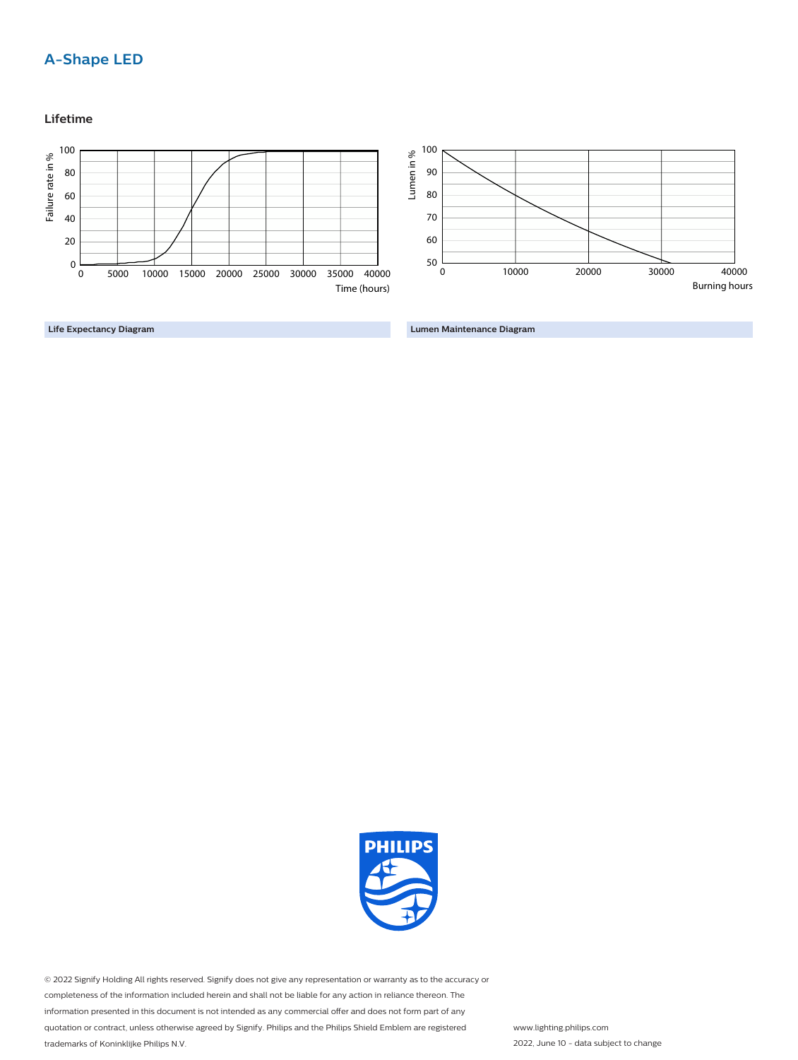# A-Shape LED

## Lifetime

Failure rate in %

100
80
60
40
20
0

0 5000 10000 15000 20000 25000 30000 35000 40000

Time (hours)

Lumen in %

100
90
80
70
60
50

0 10000 20000 30000 40000

Burning hours

**Life Expectancy Diagram**

**Lumen Maintenance Diagram**

© 2022 Signify Holding All rights reserved. Signify does not give any representation or warranty as to the accuracy or completeness of the information included herein and shall not be liable for any action in reliance thereon. The information presented in this document is not intended as any commercial offer and does not form part of any quotation or contract, unless otherwise agreed by Signify. Philips and the Philips Shield Emblem are registered trademarks of Koninklijke Philips N.V.

www.lighting.philips.com

2022, June 10 - data subject to change